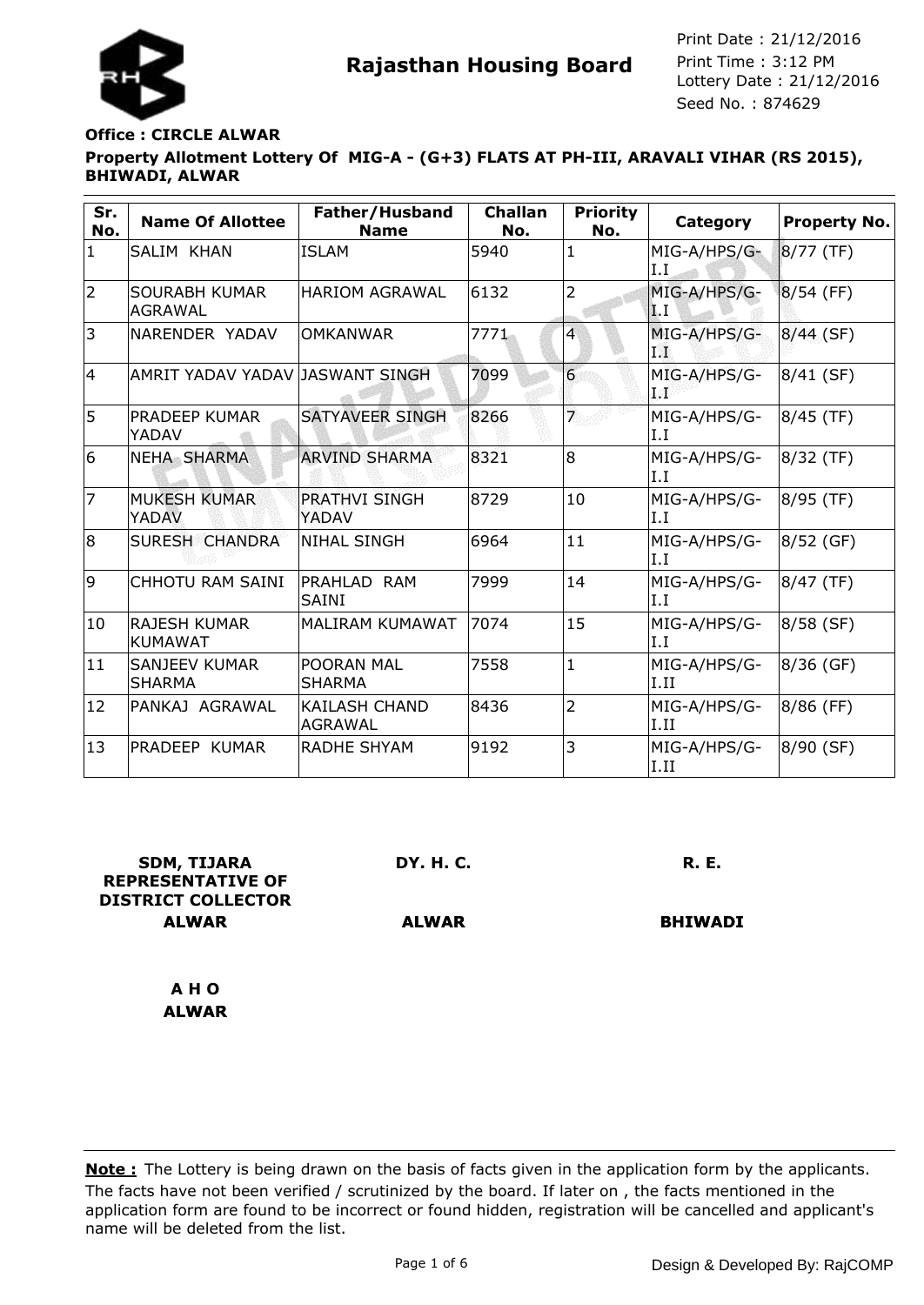**Rajasthan Housing Board**

Print Date : 21/12/2016
Print Time : 3:12 PM
Lottery Date : 21/12/2016
Seed No. : 874629

**Office : CIRCLE ALWAR**

**Property Allotment Lottery Of MIG-A - (G+3) FLATS AT PH-III, ARAVALI VIHAR (RS 2015), BHIWADI, ALWAR**

| Sr. No. | Name Of Allottee | Father/Husband Name | Challan No. | Priority No. | Category | Property No. |
|---|---|---|---|---|---|---|
| 1 | SALIM KHAN | ISLAM | 5940 | 1 | MIG-A/HPS/G-I.I | 8/77 (TF) |
| 2 | SOURABH KUMAR AGRAWAL | HARIOM AGRAWAL | 6132 | 2 | MIG-A/HPS/G-I.I | 8/54 (FF) |
| 3 | NARENDER YADAV | OMKANWAR | 7771 | 4 | MIG-A/HPS/G-I.I | 8/44 (SF) |
| 4 | AMRIT YADAV YADAV | JASWANT SINGH | 7099 | 6 | MIG-A/HPS/G-I.I | 8/41 (SF) |
| 5 | PRADEEP KUMAR YADAV | SATYAVEER SINGH | 8266 | 7 | MIG-A/HPS/G-I.I | 8/45 (TF) |
| 6 | NEHA SHARMA | ARVIND SHARMA | 8321 | 8 | MIG-A/HPS/G-I.I | 8/32 (TF) |
| 7 | MUKESH KUMAR YADAV | PRATHVI SINGH YADAV | 8729 | 10 | MIG-A/HPS/G-I.I | 8/95 (TF) |
| 8 | SURESH CHANDRA | NIHAL SINGH | 6964 | 11 | MIG-A/HPS/G-I.I | 8/52 (GF) |
| 9 | CHHOTU RAM SAINI | PRAHLAD RAM SAINI | 7999 | 14 | MIG-A/HPS/G-I.I | 8/47 (TF) |
| 10 | RAJESH KUMAR KUMAWAT | MALIRAM KUMAWAT | 7074 | 15 | MIG-A/HPS/G-I.I | 8/58 (SF) |
| 11 | SANJEEV KUMAR SHARMA | POORAN MAL SHARMA | 7558 | 1 | MIG-A/HPS/G-I.II | 8/36 (GF) |
| 12 | PANKAJ AGRAWAL | KAILASH CHAND AGRAWAL | 8436 | 2 | MIG-A/HPS/G-I.II | 8/86 (FF) |
| 13 | PRADEEP KUMAR | RADHE SHYAM | 9192 | 3 | MIG-A/HPS/G-I.II | 8/90 (SF) |

**SDM, TIJARA REPRESENTATIVE OF DISTRICT COLLECTOR ALWAR**

**DY. H. C. ALWAR**

**R. E. BHIWADI**

**A H O ALWAR**

**Note :** The Lottery is being drawn on the basis of facts given in the application form by the applicants. The facts have not been verified / scrutinized by the board. If later on , the facts mentioned in the application form are found to be incorrect or found hidden, registration will be cancelled and applicant's name will be deleted from the list.

Design & Developed By: RajCOMP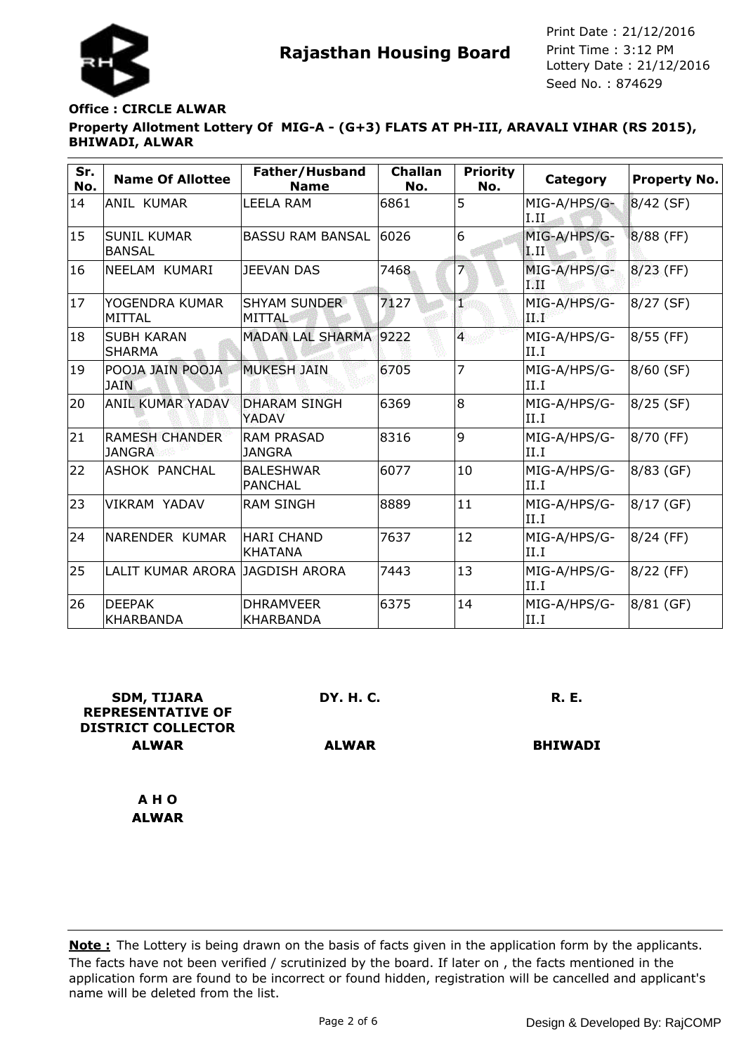**Rajasthan Housing Board**

Print Date : 21/12/2016
Print Time : 3:12 PM
Lottery Date : 21/12/2016
Seed No. : 874629

**Office : CIRCLE ALWAR**

**Property Allotment Lottery Of MIG-A - (G+3) FLATS AT PH-III, ARAVALI VIHAR (RS 2015), BHIWADI, ALWAR**

| Sr. No. | Name Of Allottee | Father/Husband Name | Challan No. | Priority No. | Category | Property No. |
|---|---|---|---|---|---|---|
| 14 | ANIL KUMAR | LEELA RAM | 6861 | 5 | MIG-A/HPS/G-I.II | 8/42 (SF) |
| 15 | SUNIL KUMAR BANSAL | BASSU RAM BANSAL | 6026 | 6 | MIG-A/HPS/G-I.II | 8/88 (FF) |
| 16 | NEELAM KUMARI | JEEVAN DAS | 7468 | 7 | MIG-A/HPS/G-I.II | 8/23 (FF) |
| 17 | YOGENDRA KUMAR MITTAL | SHYAM SUNDER MITTAL | 7127 | 1 | MIG-A/HPS/G-II.I | 8/27 (SF) |
| 18 | SUBH KARAN SHARMA | MADAN LAL SHARMA | 9222 | 4 | MIG-A/HPS/G-II.I | 8/55 (FF) |
| 19 | POOJA JAIN POOJA JAIN | MUKESH JAIN | 6705 | 7 | MIG-A/HPS/G-II.I | 8/60 (SF) |
| 20 | ANIL KUMAR YADAV | DHARAM SINGH YADAV | 6369 | 8 | MIG-A/HPS/G-II.I | 8/25 (SF) |
| 21 | RAMESH CHANDER JANGRA | RAM PRASAD JANGRA | 8316 | 9 | MIG-A/HPS/G-II.I | 8/70 (FF) |
| 22 | ASHOK PANCHAL | BALESHWAR PANCHAL | 6077 | 10 | MIG-A/HPS/G-II.I | 8/83 (GF) |
| 23 | VIKRAM YADAV | RAM SINGH | 8889 | 11 | MIG-A/HPS/G-II.I | 8/17 (GF) |
| 24 | NARENDER KUMAR | HARI CHAND KHATANA | 7637 | 12 | MIG-A/HPS/G-II.I | 8/24 (FF) |
| 25 | LALIT KUMAR ARORA | JAGDISH ARORA | 7443 | 13 | MIG-A/HPS/G-II.I | 8/22 (FF) |
| 26 | DEEPAK KHARBANDA | DHRAMVEER KHARBANDA | 6375 | 14 | MIG-A/HPS/G-II.I | 8/81 (GF) |

| | | |
|---|---|---|
| **SDM, TIJARA REPRESENTATIVE OF DISTRICT COLLECTOR** | **DY. H. C.** | **R. E.** |
| **ALWAR** | **ALWAR** | **BHIWADI** |

**A H O**
**ALWAR**

**Note :** The Lottery is being drawn on the basis of facts given in the application form by the applicants. The facts have not been verified / scrutinized by the board. If later on , the facts mentioned in the application form are found to be incorrect or found hidden, registration will be cancelled and applicant's name will be deleted from the list.

Design & Developed By: RajCOMP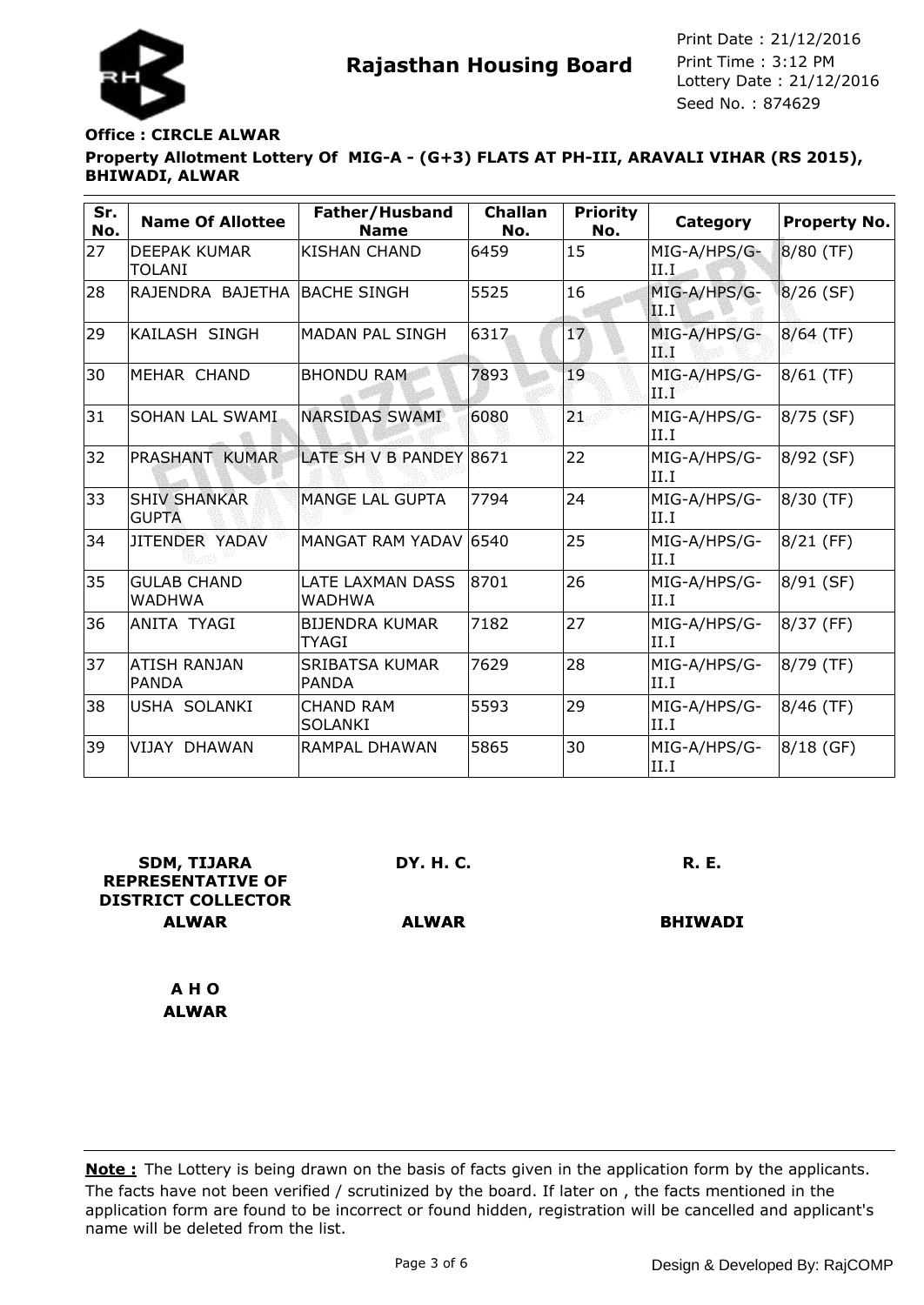**Rajasthan Housing Board**

Print Date : 21/12/2016
Print Time : 3:12 PM
Lottery Date : 21/12/2016
Seed No. : 874629

**Office : CIRCLE ALWAR**

**Property Allotment Lottery Of MIG-A - (G+3) FLATS AT PH-III, ARAVALI VIHAR (RS 2015), BHIWADI, ALWAR**

| Sr. No. | Name Of Allottee | Father/Husband Name | Challan No. | Priority No. | Category | Property No. |
|---|---|---|---|---|---|---|
| 27 | DEEPAK KUMAR TOLANI | KISHAN CHAND | 6459 | 15 | MIG-A/HPS/G-II.I | 8/80 (TF) |
| 28 | RAJENDRA BAJETHA | BACHE SINGH | 5525 | 16 | MIG-A/HPS/G-II.I | 8/26 (SF) |
| 29 | KAILASH SINGH | MADAN PAL SINGH | 6317 | 17 | MIG-A/HPS/G-II.I | 8/64 (TF) |
| 30 | MEHAR CHAND | BHONDU RAM | 7893 | 19 | MIG-A/HPS/G-II.I | 8/61 (TF) |
| 31 | SOHAN LAL SWAMI | NARSIDAS SWAMI | 6080 | 21 | MIG-A/HPS/G-II.I | 8/75 (SF) |
| 32 | PRASHANT KUMAR | LATE SH V B PANDEY | 8671 | 22 | MIG-A/HPS/G-II.I | 8/92 (SF) |
| 33 | SHIV SHANKAR GUPTA | MANGE LAL GUPTA | 7794 | 24 | MIG-A/HPS/G-II.I | 8/30 (TF) |
| 34 | JITENDER YADAV | MANGAT RAM YADAV | 6540 | 25 | MIG-A/HPS/G-II.I | 8/21 (FF) |
| 35 | GULAB CHAND WADHWA | LATE LAXMAN DASS WADHWA | 8701 | 26 | MIG-A/HPS/G-II.I | 8/91 (SF) |
| 36 | ANITA TYAGI | BIJENDRA KUMAR TYAGI | 7182 | 27 | MIG-A/HPS/G-II.I | 8/37 (FF) |
| 37 | ATISH RANJAN PANDA | SRIBATSA KUMAR PANDA | 7629 | 28 | MIG-A/HPS/G-II.I | 8/79 (TF) |
| 38 | USHA SOLANKI | CHAND RAM SOLANKI | 5593 | 29 | MIG-A/HPS/G-II.I | 8/46 (TF) |
| 39 | VIJAY DHAWAN | RAMPAL DHAWAN | 5865 | 30 | MIG-A/HPS/G-II.I | 8/18 (GF) |

| SDM, TIJARA REPRESENTATIVE OF DISTRICT COLLECTOR | DY. H. C. | R. E. |
|---|---|---|
| ALWAR | ALWAR | BHIWADI |

**A H O**
**ALWAR**

**Note :** The Lottery is being drawn on the basis of facts given in the application form by the applicants. The facts have not been verified / scrutinized by the board. If later on , the facts mentioned in the application form are found to be incorrect or found hidden, registration will be cancelled and applicant's name will be deleted from the list.

Design & Developed By: RajCOMP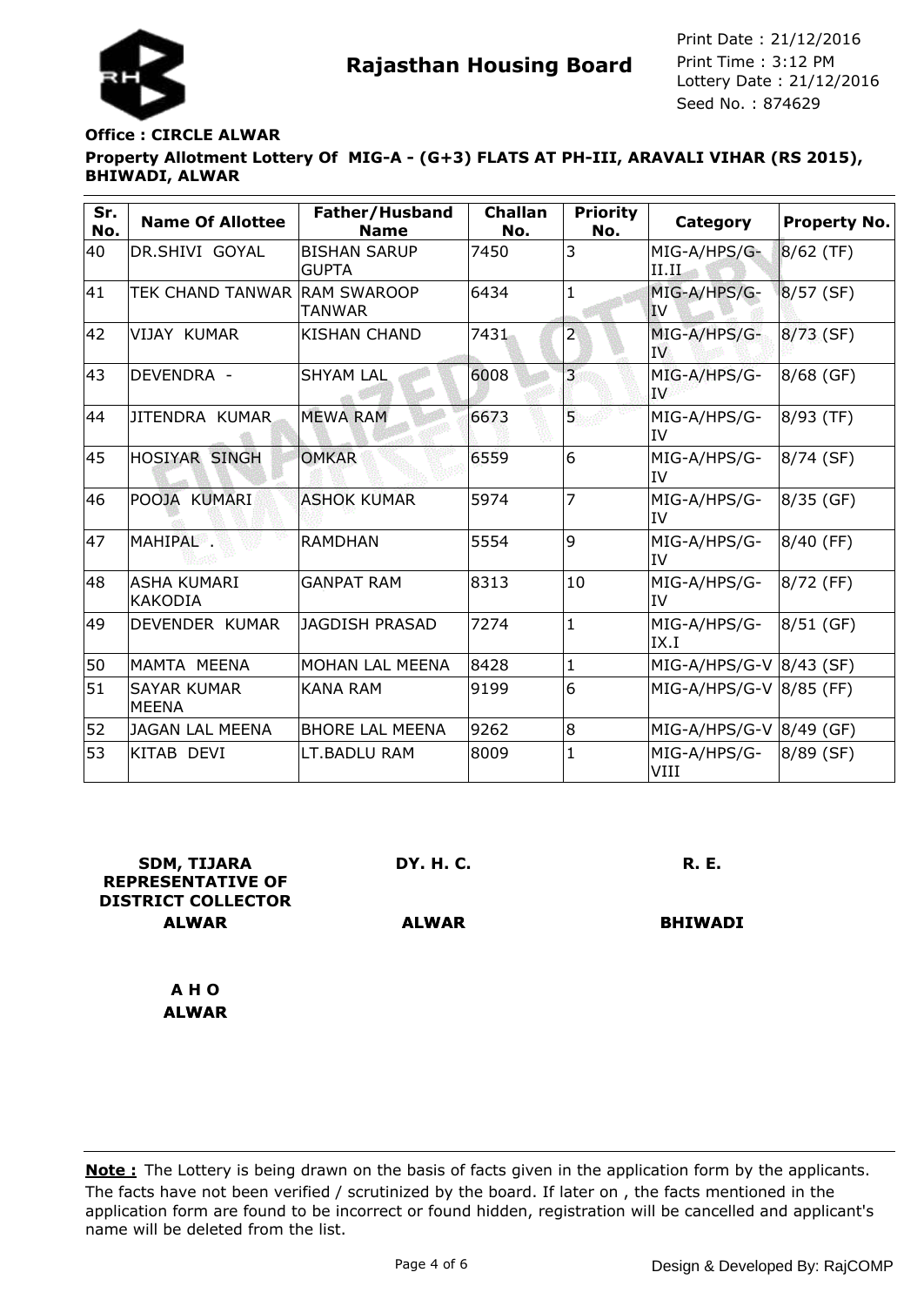**Rajasthan Housing Board**

Print Date : 21/12/2016
Print Time : 3:12 PM
Lottery Date : 21/12/2016
Seed No. : 874629

**Office : CIRCLE ALWAR**

**Property Allotment Lottery Of MIG-A - (G+3) FLATS AT PH-III, ARAVALI VIHAR (RS 2015), BHIWADI, ALWAR**

| Sr. No. | Name Of Allottee | Father/Husband Name | Challan No. | Priority No. | Category | Property No. |
|---|---|---|---|---|---|---|
| 40 | DR.SHIVI GOYAL | BISHAN SARUP GUPTA | 7450 | 3 | MIG-A/HPS/G-II.II | 8/62 (TF) |
| 41 | TEK CHAND TANWAR | RAM SWAROOP TANWAR | 6434 | 1 | MIG-A/HPS/G-IV | 8/57 (SF) |
| 42 | VIJAY KUMAR | KISHAN CHAND | 7431 | 2 | MIG-A/HPS/G-IV | 8/73 (SF) |
| 43 | DEVENDRA - | SHYAM LAL | 6008 | 3 | MIG-A/HPS/G-IV | 8/68 (GF) |
| 44 | JITENDRA KUMAR | MEWA RAM | 6673 | 5 | MIG-A/HPS/G-IV | 8/93 (TF) |
| 45 | HOSIYAR SINGH | OMKAR | 6559 | 6 | MIG-A/HPS/G-IV | 8/74 (SF) |
| 46 | POOJA KUMARI | ASHOK KUMAR | 5974 | 7 | MIG-A/HPS/G-IV | 8/35 (GF) |
| 47 | MAHIPAL . | RAMDHAN | 5554 | 9 | MIG-A/HPS/G-IV | 8/40 (FF) |
| 48 | ASHA KUMARI KAKODIA | GANPAT RAM | 8313 | 10 | MIG-A/HPS/G-IV | 8/72 (FF) |
| 49 | DEVENDER KUMAR | JAGDISH PRASAD | 7274 | 1 | MIG-A/HPS/G-IX.I | 8/51 (GF) |
| 50 | MAMTA MEENA | MOHAN LAL MEENA | 8428 | 1 | MIG-A/HPS/G-V | 8/43 (SF) |
| 51 | SAYAR KUMAR MEENA | KANA RAM | 9199 | 6 | MIG-A/HPS/G-V | 8/85 (FF) |
| 52 | JAGAN LAL MEENA | BHORE LAL MEENA | 9262 | 8 | MIG-A/HPS/G-V | 8/49 (GF) |
| 53 | KITAB DEVI | LT.BADLU RAM | 8009 | 1 | MIG-A/HPS/G-VIII | 8/89 (SF) |

**SDM, TIJARA REPRESENTATIVE OF DISTRICT COLLECTOR**
**ALWAR**

**DY. H. C.**
**ALWAR**

**R. E.**
**BHIWADI**

**A H O**
**ALWAR**

**Note :** The Lottery is being drawn on the basis of facts given in the application form by the applicants. The facts have not been verified / scrutinized by the board. If later on , the facts mentioned in the application form are found to be incorrect or found hidden, registration will be cancelled and applicant's name will be deleted from the list.

Design & Developed By: RajCOMP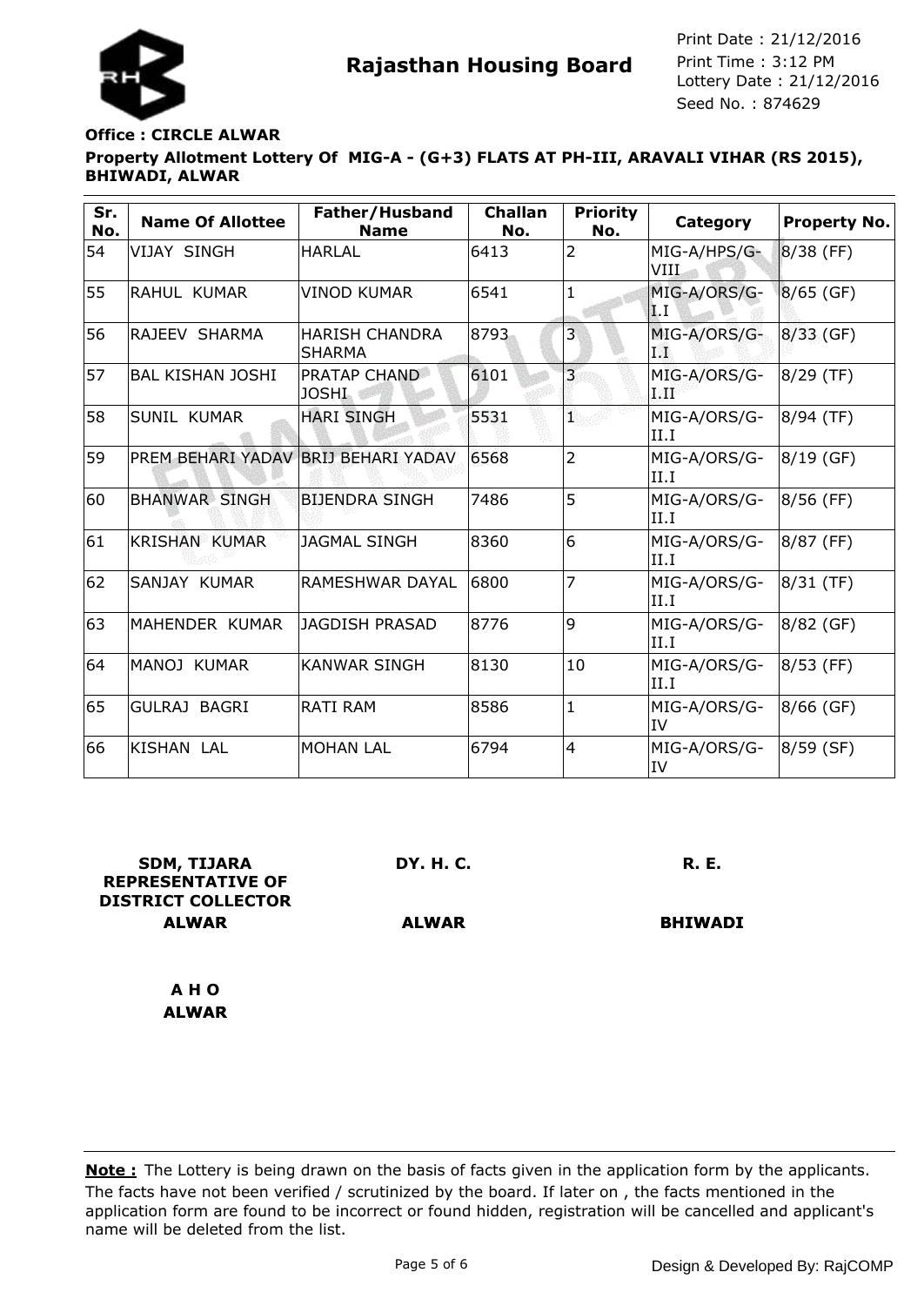# Rajasthan Housing Board

Print Date : 21/12/2016
Print Time : 3:12 PM
Lottery Date : 21/12/2016
Seed No. : 874629

**Office : CIRCLE ALWAR**

**Property Allotment Lottery Of MIG-A - (G+3) FLATS AT PH-III, ARAVALI VIHAR (RS 2015), BHIWADI, ALWAR**

| Sr. No. | Name Of Allottee | Father/Husband Name | Challan No. | Priority No. | Category | Property No. |
|---|---|---|---|---|---|---|
| 54 | VIJAY SINGH | HARLAL | 6413 | 2 | MIG-A/HPS/G-VIII | 8/38 (FF) |
| 55 | RAHUL KUMAR | VINOD KUMAR | 6541 | 1 | MIG-A/ORS/G-I.I | 8/65 (GF) |
| 56 | RAJEEV SHARMA | HARISH CHANDRA SHARMA | 8793 | 3 | MIG-A/ORS/G-I.I | 8/33 (GF) |
| 57 | BAL KISHAN JOSHI | PRATAP CHAND JOSHI | 6101 | 3 | MIG-A/ORS/G-I.II | 8/29 (TF) |
| 58 | SUNIL KUMAR | HARI SINGH | 5531 | 1 | MIG-A/ORS/G-II.I | 8/94 (TF) |
| 59 | PREM BEHARI YADAV | BRIJ BEHARI YADAV | 6568 | 2 | MIG-A/ORS/G-II.I | 8/19 (GF) |
| 60 | BHANWAR SINGH | BIJENDRA SINGH | 7486 | 5 | MIG-A/ORS/G-II.I | 8/56 (FF) |
| 61 | KRISHAN KUMAR | JAGMAL SINGH | 8360 | 6 | MIG-A/ORS/G-II.I | 8/87 (FF) |
| 62 | SANJAY KUMAR | RAMESHWAR DAYAL | 6800 | 7 | MIG-A/ORS/G-II.I | 8/31 (TF) |
| 63 | MAHENDER KUMAR | JAGDISH PRASAD | 8776 | 9 | MIG-A/ORS/G-II.I | 8/82 (GF) |
| 64 | MANOJ KUMAR | KANWAR SINGH | 8130 | 10 | MIG-A/ORS/G-II.I | 8/53 (FF) |
| 65 | GULRAJ BAGRI | RATI RAM | 8586 | 1 | MIG-A/ORS/G-IV | 8/66 (GF) |
| 66 | KISHAN LAL | MOHAN LAL | 6794 | 4 | MIG-A/ORS/G-IV | 8/59 (SF) |

**SDM, TIJARA REPRESENTATIVE OF DISTRICT COLLECTOR**
**ALWAR**

**DY. H. C.**
**ALWAR**

**R. E.**
**BHIWADI**

**A H O**
**ALWAR**

**Note :** The Lottery is being drawn on the basis of facts given in the application form by the applicants. The facts have not been verified / scrutinized by the board. If later on , the facts mentioned in the application form are found to be incorrect or found hidden, registration will be cancelled and applicant's name will be deleted from the list.

Design & Developed By: RajCOMP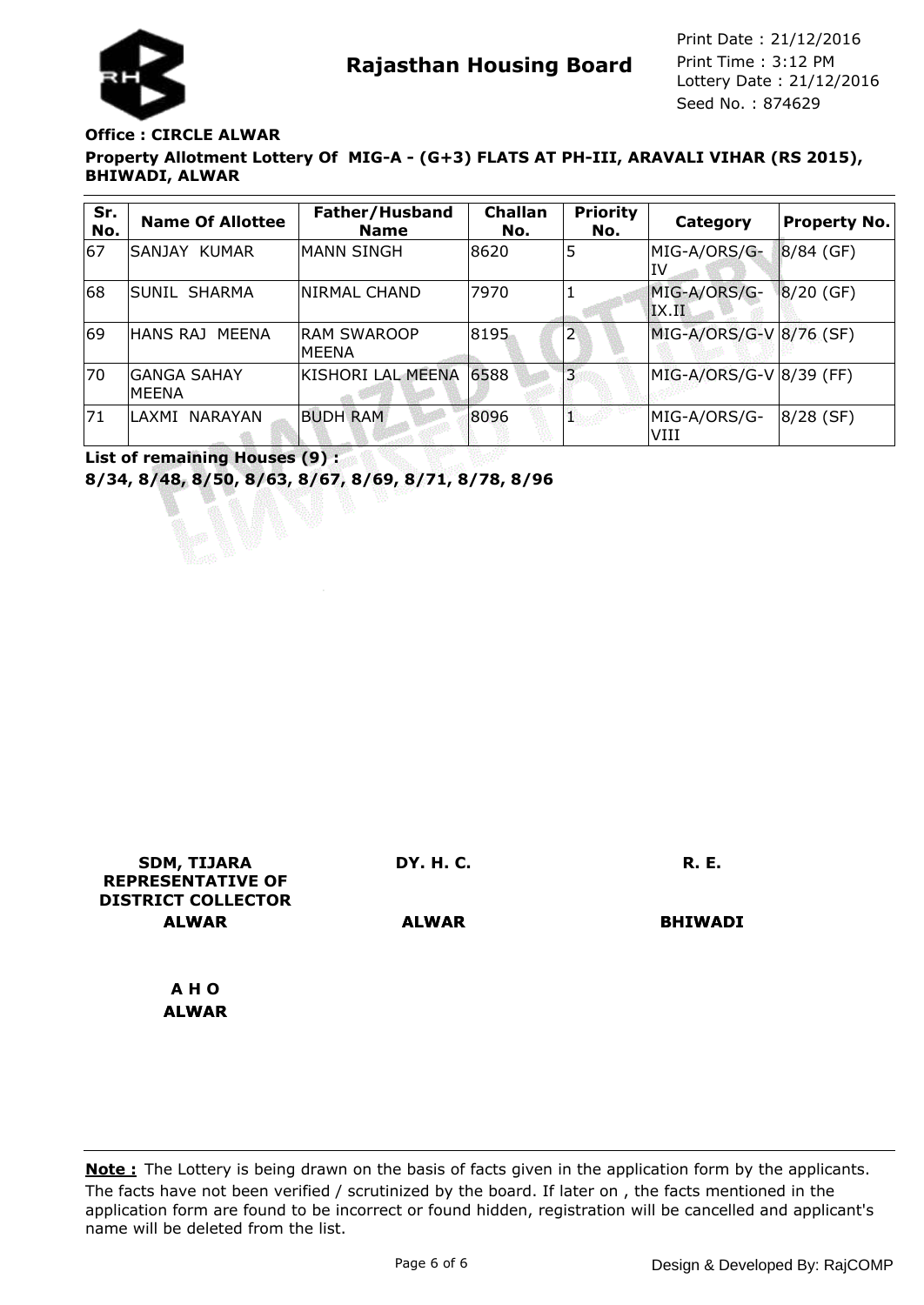**Rajasthan Housing Board**

Print Date : 21/12/2016
Print Time : 3:12 PM
Lottery Date : 21/12/2016
Seed No. : 874629

**Office : CIRCLE ALWAR**

**Property Allotment Lottery Of MIG-A - (G+3) FLATS AT PH-III, ARAVALI VIHAR (RS 2015), BHIWADI, ALWAR**

| Sr. No. | Name Of Allottee | Father/Husband Name | Challan No. | Priority No. | Category | Property No. |
|---|---|---|---|---|---|---|
| 67 | SANJAY KUMAR | MANN SINGH | 8620 | 5 | MIG-A/ORS/G-IV | 8/84 (GF) |
| 68 | SUNIL SHARMA | NIRMAL CHAND | 7970 | 1 | MIG-A/ORS/G-IX.II | 8/20 (GF) |
| 69 | HANS RAJ MEENA | RAM SWAROOP MEENA | 8195 | 2 | MIG-A/ORS/G-V | 8/76 (SF) |
| 70 | GANGA SAHAY MEENA | KISHORI LAL MEENA | 6588 | 3 | MIG-A/ORS/G-V | 8/39 (FF) |
| 71 | LAXMI NARAYAN | BUDH RAM | 8096 | 1 | MIG-A/ORS/G-VIII | 8/28 (SF) |

**List of remaining Houses (9) :**
**8/34, 8/48, 8/50, 8/63, 8/67, 8/69, 8/71, 8/78, 8/96**

| | | |
|---|---|---|
| **SDM, TIJARA REPRESENTATIVE OF DISTRICT COLLECTOR** | **DY. H. C.** | **R. E.** |
| **ALWAR** | **ALWAR** | **BHIWADI** |

**A H O**
**ALWAR**

**Note :** The Lottery is being drawn on the basis of facts given in the application form by the applicants. The facts have not been verified / scrutinized by the board. If later on , the facts mentioned in the application form are found to be incorrect or found hidden, registration will be cancelled and applicant's name will be deleted from the list.

Design & Developed By: RajCOMP